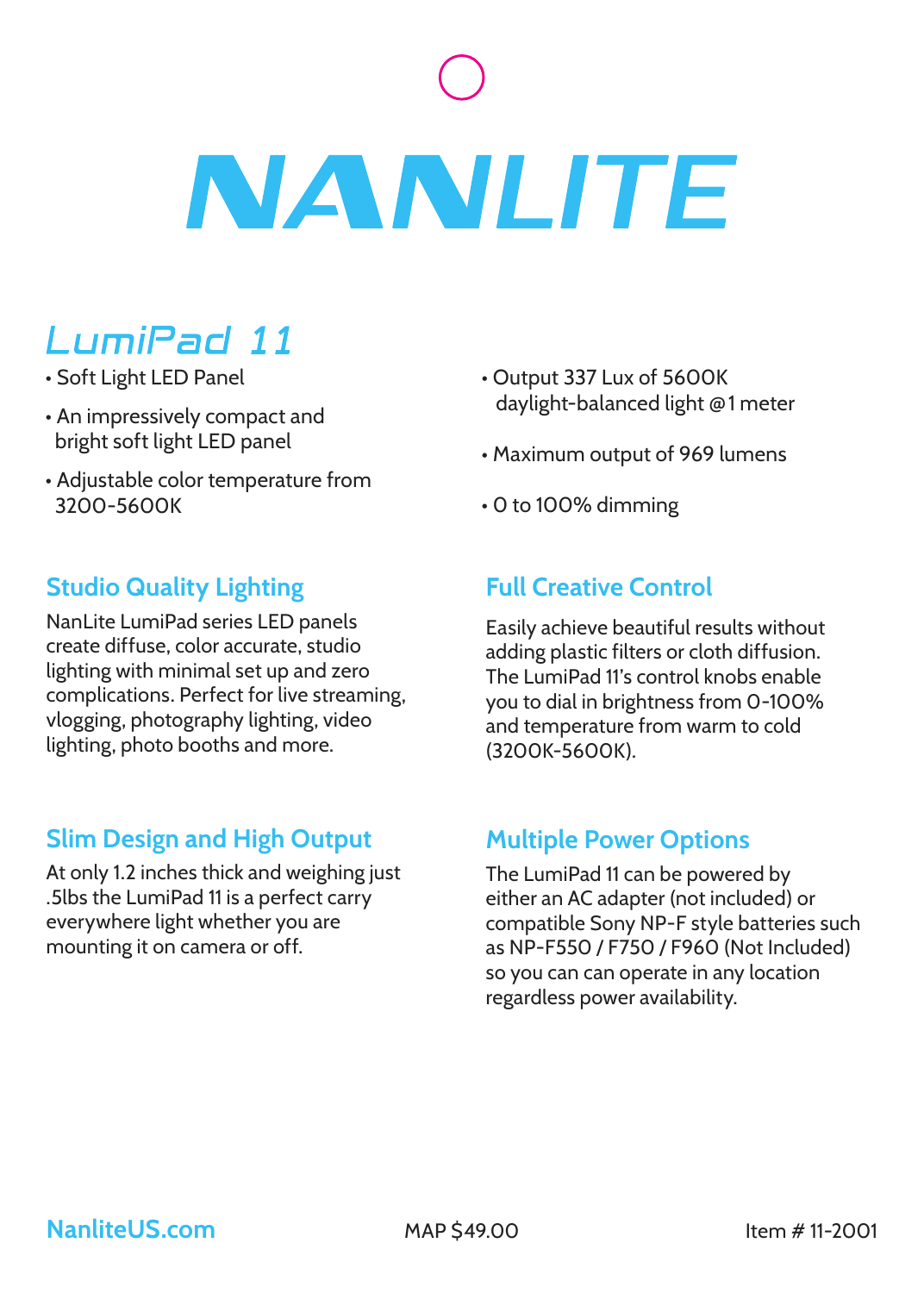# NANLITE

## LumiPad 11

- Soft Light LED Panel
- An impressively compact and bright soft light LED panel
- Adjustable color temperature from 3200-5600K
- Output 337 Lux of 5600K daylight-balanced light @1 meter
- Maximum output of 969 lumens
- 0 to 100% dimming

### Studio Quality Lighting

NanLite LumiPad series LED panels create diffuse, color accurate, studio lighting with minimal set up and zero complications. Perfect for live streaming, vlogging, photography lighting, video lighting, photo booths and more.

### Full Creative Control

Easily achieve beautiful results without adding plastic filters or cloth diffusion. The LumiPad 11's control knobs enable you to dial in brightness from 0-100% and temperature from warm to cold (3200K-5600K).

### Slim Design and High Output

At only 1.2 inches thick and weighing just .5lbs the LumiPad 11 is a perfect carry everywhere light whether you are mounting it on camera or off.

### Multiple Power Options

The LumiPad 11 can be powered by either an AC adapter (not included) or compatible Sony NP-F style batteries such as NP-F550 / F750 / F960 (Not Included) so you can can operate in any location regardless power availability.

NanliteUS.com

MAP $49.00

Item # 11-2001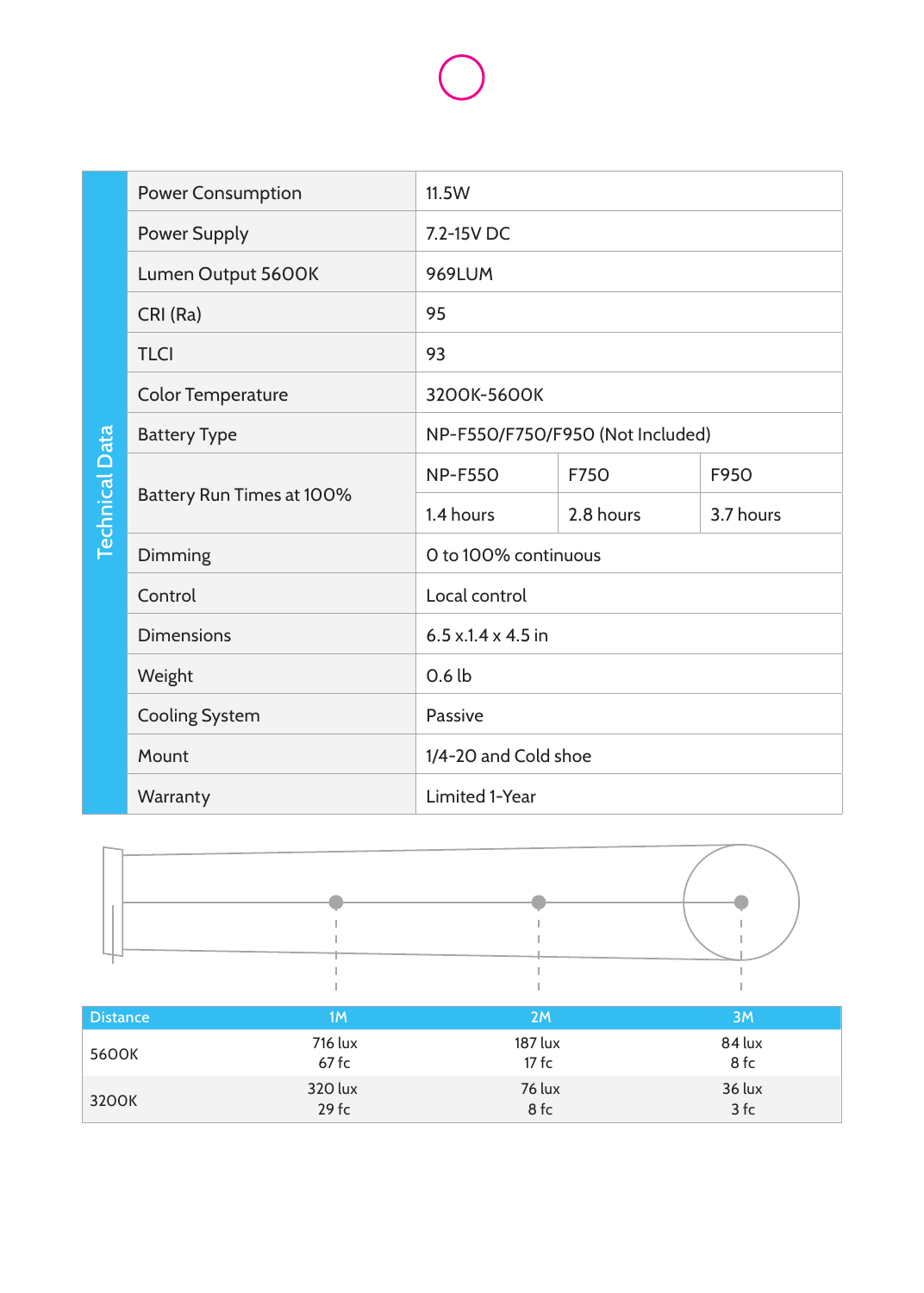## Technical Data

| | |
|---|---|
| Power Consumption | 11.5W |
| Power Supply | 7.2-15V DC |
| Lumen Output 5600K | 969LUM |
| CRI (Ra) | 95 |
| TLCI | 93 |
| Color Temperature | 3200K-5600K |
| Battery Type | NP-F550/F750/F950 (Not Included) |
| Battery Run Times at 100% | NP-F550: 1.4 hours; F750: 2.8 hours; F950: 3.7 hours |
| Dimming | 0 to 100% continuous |
| Control | Local control |
| Dimensions | 6.5 x 1.4 x 4.5 in |
| Weight | 0.6 lb |
| Cooling System | Passive |
| Mount | 1/4-20 and Cold shoe |
| Warranty | Limited 1-Year |

| Distance | 1M | 2M | 3M |
|---|---|---|---|
| 5600K | 716 lux<br>67 fc | 187 lux<br>17 fc | 84 lux<br>8 fc |
| 3200K | 320 lux<br>29 fc | 76 lux<br>8 fc | 36 lux<br>3 fc |